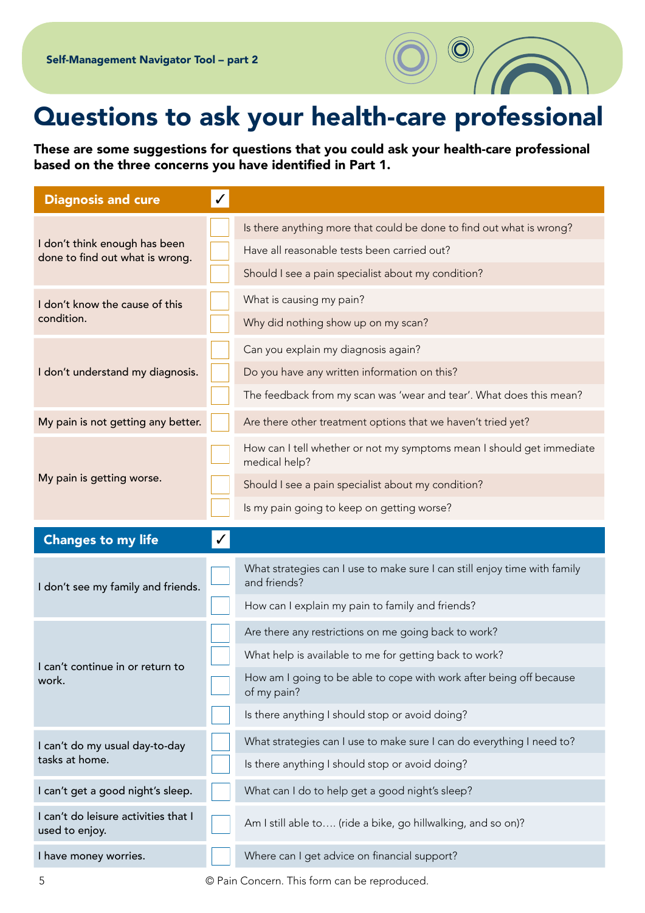Self-Management Navigator Tool – part 2

# Questions to ask your health-care professional

**These are some suggestions for questions that you could ask your health-care professional based on the three concerns you have identified in Part 1.**

| Diagnosis and cure | ✓ | |
|---|---|---|
| I don't think enough has been done to find out what is wrong. | ☐ | Is there anything more that could be done to find out what is wrong? |
| | ☐ | Have all reasonable tests been carried out? |
| | ☐ | Should I see a pain specialist about my condition? |
| I don't know the cause of this condition. | ☐ | What is causing my pain? |
| | ☐ | Why did nothing show up on my scan? |
| I don't understand my diagnosis. | ☐ | Can you explain my diagnosis again? |
| | ☐ | Do you have any written information on this? |
| | ☐ | The feedback from my scan was 'wear and tear'. What does this mean? |
| My pain is not getting any better. | ☐ | Are there other treatment options that we haven't tried yet? |
| My pain is getting worse. | ☐ | How can I tell whether or not my symptoms mean I should get immediate medical help? |
| | ☐ | Should I see a pain specialist about my condition? |
| | ☐ | Is my pain going to keep on getting worse? |

| Changes to my life | ✓ | |
|---|---|---|
| I don't see my family and friends. | ☐ | What strategies can I use to make sure I can still enjoy time with family and friends? |
| | ☐ | How can I explain my pain to family and friends? |
| I can't continue in or return to work. | ☐ | Are there any restrictions on me going back to work? |
| | ☐ | What help is available to me for getting back to work? |
| | ☐ | How am I going to be able to cope with work after being off because of my pain? |
| | ☐ | Is there anything I should stop or avoid doing? |
| I can't do my usual day-to-day tasks at home. | ☐ | What strategies can I use to make sure I can do everything I need to? |
| | ☐ | Is there anything I should stop or avoid doing? |
| I can't get a good night's sleep. | ☐ | What can I do to help get a good night's sleep? |
| I can't do leisure activities that I used to enjoy. | ☐ | Am I still able to…. (ride a bike, go hillwalking, and so on)? |
| I have money worries. | ☐ | Where can I get advice on financial support? |

© Pain Concern. This form can be reproduced.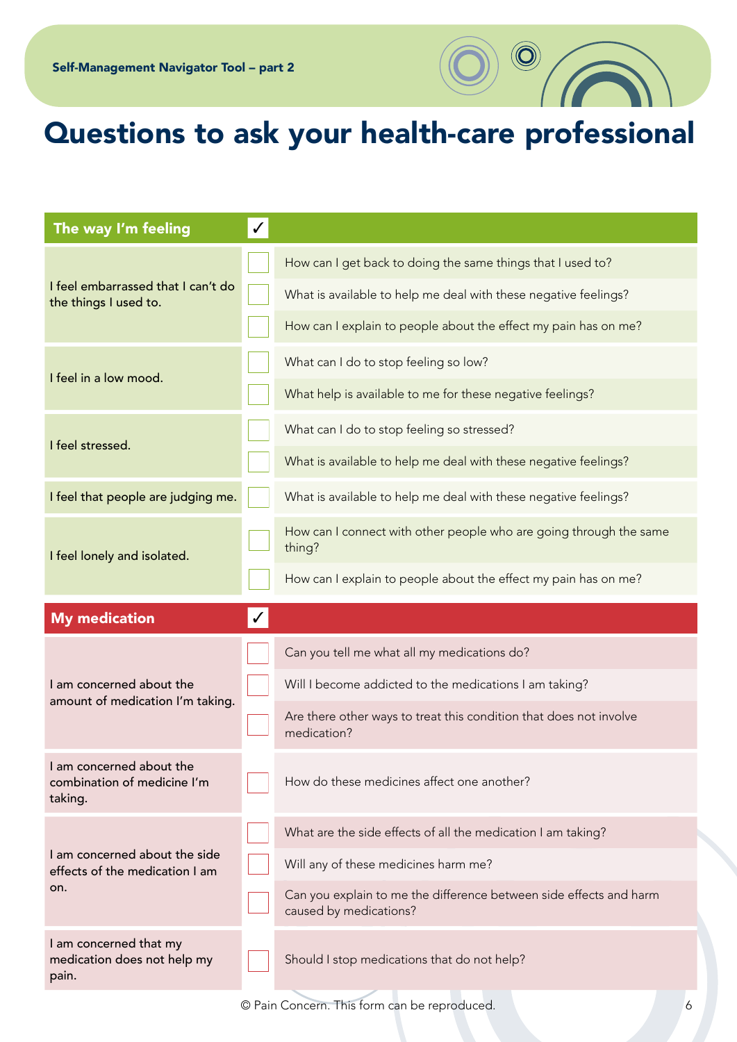# Questions to ask your health-care professional

| The way I'm feeling | ✓ | |
|---|---|---|
| I feel embarrassed that I can't do the things I used to. | ☐ | How can I get back to doing the same things that I used to? |
| | ☐ | What is available to help me deal with these negative feelings? |
| | ☐ | How can I explain to people about the effect my pain has on me? |
| I feel in a low mood. | ☐ | What can I do to stop feeling so low? |
| | ☐ | What help is available to me for these negative feelings? |
| I feel stressed. | ☐ | What can I do to stop feeling so stressed? |
| | ☐ | What is available to help me deal with these negative feelings? |
| I feel that people are judging me. | ☐ | What is available to help me deal with these negative feelings? |
| I feel lonely and isolated. | ☐ | How can I connect with other people who are going through the same thing? |
| | ☐ | How can I explain to people about the effect my pain has on me? |

| My medication | ✓ | |
|---|---|---|
| I am concerned about the amount of medication I'm taking. | ☐ | Can you tell me what all my medications do? |
| | ☐ | Will I become addicted to the medications I am taking? |
| | ☐ | Are there other ways to treat this condition that does not involve medication? |
| I am concerned about the combination of medicine I'm taking. | ☐ | How do these medicines affect one another? |
| I am concerned about the side effects of the medication I am on. | ☐ | What are the side effects of all the medication I am taking? |
| | ☐ | Will any of these medicines harm me? |
| | ☐ | Can you explain to me the difference between side effects and harm caused by medications? |
| I am concerned that my medication does not help my pain. | ☐ | Should I stop medications that do not help? |

© Pain Concern. This form can be reproduced.